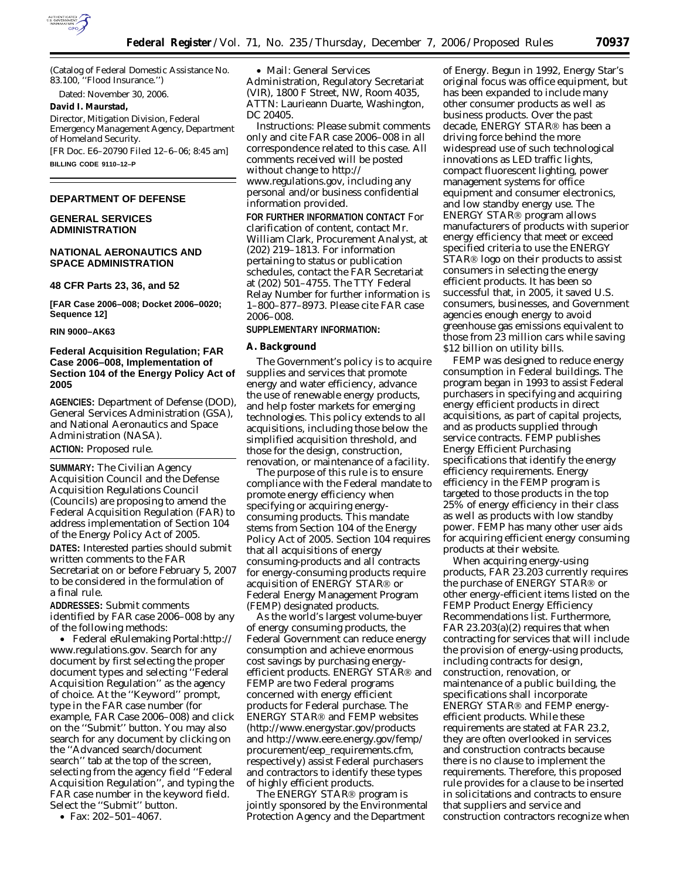(Catalog of Federal Domestic Assistance No. 83.100, ''Flood Insurance.'')

Dated: November 30, 2006.

**David I. Maurstad,**

*Director, Mitigation Division, Federal Emergency Management Agency, Department of Homeland Security.*

[FR Doc. E6–20790 Filed 12–6–06; 8:45 am]

**BILLING CODE 9110–12–P**

## DEPARTMENT OF DEFENSE

## GENERAL SERVICES ADMINISTRATION

## NATIONAL AERONAUTICS AND SPACE ADMINISTRATION

### 48 CFR Parts 23, 36, and 52

**[FAR Case 2006–008; Docket 2006–0020; Sequence 12]**

**RIN 9000–AK63**

### Federal Acquisition Regulation; FAR Case 2006–008, Implementation of Section 104 of the Energy Policy Act of 2005

**AGENCIES:** Department of Defense (DOD), General Services Administration (GSA), and National Aeronautics and Space Administration (NASA).

**ACTION:** Proposed rule.

**SUMMARY:** The Civilian Agency Acquisition Council and the Defense Acquisition Regulations Council (Councils) are proposing to amend the Federal Acquisition Regulation (FAR) to address implementation of Section 104 of the Energy Policy Act of 2005.

**DATES:** Interested parties should submit written comments to the FAR Secretariat on or before February 5, 2007 to be considered in the formulation of a final rule.

**ADDRESSES:** Submit comments identified by FAR case 2006–008 by any of the following methods:

- Federal eRulemaking Portal:http://www.regulations.gov. Search for any document by first selecting the proper document types and selecting ''Federal Acquisition Regulation'' as the agency of choice. At the ''Keyword'' prompt, type in the FAR case number (for example, FAR Case 2006–008) and click on the ''Submit'' button. You may also search for any document by clicking on the ''Advanced search/document search'' tab at the top of the screen, selecting from the agency field ''Federal Acquisition Regulation'', and typing the FAR case number in the keyword field. Select the ''Submit'' button.
- Fax: 202–501–4067.
- Mail: General Services Administration, Regulatory Secretariat (VIR), 1800 F Street, NW, Room 4035, ATTN: Laurieann Duarte, Washington, DC 20405.

*Instructions:* Please submit comments only and cite FAR case 2006–008 in all correspondence related to this case. All comments received will be posted without change to http://www.regulations.gov, including any personal and/or business confidential information provided.

**FOR FURTHER INFORMATION CONTACT** For clarification of content, contact Mr. William Clark, Procurement Analyst, at (202) 219–1813. For information pertaining to status or publication schedules, contact the FAR Secretariat at (202) 501–4755. The TTY Federal Relay Number for further information is 1–800–877–8973. Please cite FAR case 2006–008.

**SUPPLEMENTARY INFORMATION:**

**A. Background**

The Government's policy is to acquire supplies and services that promote energy and water efficiency, advance the use of renewable energy products, and help foster markets for emerging technologies. This policy extends to all acquisitions, including those below the simplified acquisition threshold, and those for the design, construction, renovation, or maintenance of a facility.

The purpose of this rule is to ensure compliance with the Federal mandate to promote energy efficiency when specifying or acquiring energy-consuming products. This mandate stems from Section 104 of the Energy Policy Act of 2005. Section 104 requires that all acquisitions of energy consuming-products and all contracts for energy-consuming products require acquisition of ENERGY STAR® or Federal Energy Management Program (FEMP) designated products.

As the world's largest volume-buyer of energy consuming products, the Federal Government can reduce energy consumption and achieve enormous cost savings by purchasing energy-efficient products. ENERGY STAR® and FEMP are two Federal programs concerned with energy efficient products for Federal purchase. The ENERGY STAR® and FEMP websites (http://www.energystar.gov/products and http://www.eere.energy.gov/femp/procurement/eep_requirements.cfm, respectively) assist Federal purchasers and contractors to identify these types of highly efficient products.

The ENERGY STAR® program is jointly sponsored by the Environmental Protection Agency and the Department of Energy. Begun in 1992, Energy Star's original focus was office equipment, but has been expanded to include many other consumer products as well as business products. Over the past decade, ENERGY STAR® has been a driving force behind the more widespread use of such technological innovations as LED traffic lights, compact fluorescent lighting, power management systems for office equipment and consumer electronics, and low standby energy use. The ENERGY STAR® program allows manufacturers of products with superior energy efficiency that meet or exceed specified criteria to use the ENERGY STAR® logo on their products to assist consumers in selecting the energy efficient products. It has been so successful that, in 2005, it saved U.S. consumers, businesses, and Government agencies enough energy to avoid greenhouse gas emissions equivalent to those from 23 million cars while saving $12 billion on utility bills.

FEMP was designed to reduce energy consumption in Federal buildings. The program began in 1993 to assist Federal purchasers in specifying and acquiring energy efficient products in direct acquisitions, as part of capital projects, and as products supplied through service contracts. FEMP publishes Energy Efficient Purchasing specifications that identify the energy efficiency requirements. Energy efficiency in the FEMP program is targeted to those products in the top 25% of energy efficiency in their class as well as products with low standby power. FEMP has many other user aids for acquiring efficient energy consuming products at their website.

When acquiring energy-using products, FAR 23.203 currently requires the purchase of ENERGY STAR® or other energy-efficient items listed on the FEMP Product Energy Efficiency Recommendations list. Furthermore, FAR 23.203(a)(2) requires that when contracting for services that will include the provision of energy-using products, including contracts for design, construction, renovation, or maintenance of a public building, the specifications shall incorporate ENERGY STAR® and FEMP energy-efficient products. While these requirements are stated at FAR 23.2, they are often overlooked in services and construction contracts because there is no clause to implement the requirements. Therefore, this proposed rule provides for a clause to be inserted in solicitations and contracts to ensure that suppliers and service and construction contractors recognize when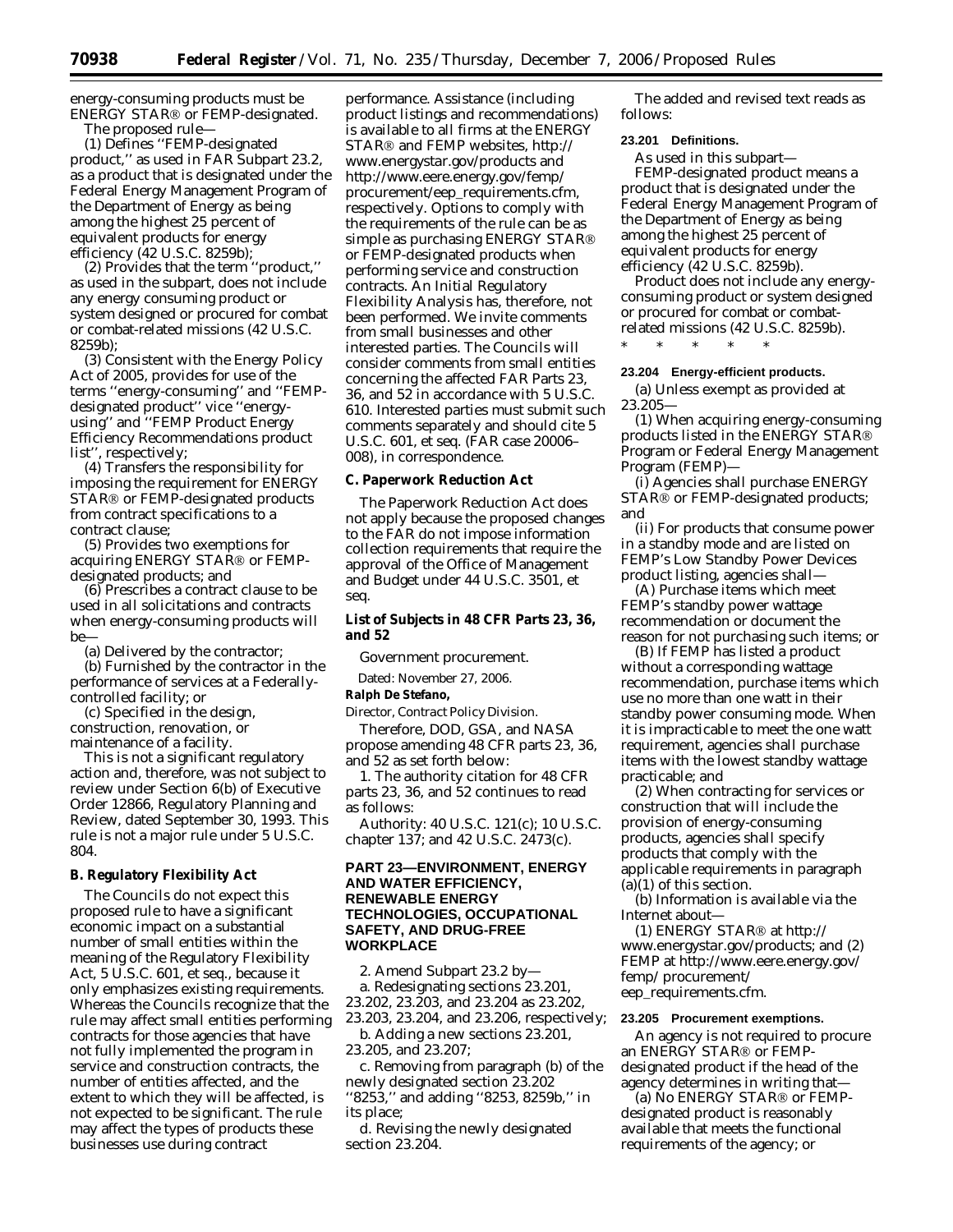energy-consuming products must be ENERGY STAR® or FEMP-designated.

The proposed rule—

(1) Defines ''FEMP-designated product,'' as used in FAR Subpart 23.2, as a product that is designated under the Federal Energy Management Program of the Department of Energy as being among the highest 25 percent of equivalent products for energy efficiency (42 U.S.C. 8259b);

(2) Provides that the term ''product,'' as used in the subpart, does not include any energy consuming product or system designed or procured for combat or combat-related missions (42 U.S.C. 8259b);

(3) Consistent with the Energy Policy Act of 2005, provides for use of the terms ''energy-consuming'' and ''FEMP-designated product'' vice ''energy-using'' and ''FEMP Product Energy Efficiency Recommendations product list'', respectively;

(4) Transfers the responsibility for imposing the requirement for ENERGY STAR® or FEMP-designated products from contract specifications to a contract clause;

(5) Provides two exemptions for acquiring ENERGY STAR® or FEMP-designated products; and

(6) Prescribes a contract clause to be used in all solicitations and contracts when energy-consuming products will be—

(a) Delivered by the contractor;

(b) Furnished by the contractor in the performance of services at a Federally-controlled facility; or

(c) Specified in the design, construction, renovation, or maintenance of a facility.

This is not a significant regulatory action and, therefore, was not subject to review under Section 6(b) of Executive Order 12866, Regulatory Planning and Review, dated September 30, 1993. This rule is not a major rule under 5 U.S.C. 804.

**B. Regulatory Flexibility Act**

The Councils do not expect this proposed rule to have a significant economic impact on a substantial number of small entities within the meaning of the Regulatory Flexibility Act, 5 U.S.C. 601, et seq., because it only emphasizes existing requirements. Whereas the Councils recognize that the rule may affect small entities performing contracts for those agencies that have not fully implemented the program in service and construction contracts, the number of entities affected, and the extent to which they will be affected, is not expected to be significant. The rule may affect the types of products these businesses use during contract performance. Assistance (including product listings and recommendations) is available to all firms at the ENERGY STAR® and FEMP websites, http://www.energystar.gov/products and http://www.eere.energy.gov/femp/procurement/eep_requirements.cfm, respectively. Options to comply with the requirements of the rule can be as simple as purchasing ENERGY STAR® or FEMP-designated products when performing service and construction contracts. An Initial Regulatory Flexibility Analysis has, therefore, not been performed. We invite comments from small businesses and other interested parties. The Councils will consider comments from small entities concerning the affected FAR Parts 23, 36, and 52 in accordance with 5 U.S.C. 610. Interested parties must submit such comments separately and should cite 5 U.S.C. 601, et seq. (FAR case 20006–008), in correspondence.

**C. Paperwork Reduction Act**

The Paperwork Reduction Act does not apply because the proposed changes to the FAR do not impose information collection requirements that require the approval of the Office of Management and Budget under 44 U.S.C. 3501, et seq.

**List of Subjects in 48 CFR Parts 23, 36, and 52**

Government procurement.

Dated: November 27, 2006.

**Ralph De Stefano,**

*Director, Contract Policy Division.*

Therefore, DOD, GSA, and NASA propose amending 48 CFR parts 23, 36, and 52 as set forth below:

1. The authority citation for 48 CFR parts 23, 36, and 52 continues to read as follows:

Authority: 40 U.S.C. 121(c); 10 U.S.C. chapter 137; and 42 U.S.C. 2473(c).

**PART 23—ENVIRONMENT, ENERGY AND WATER EFFICIENCY, RENEWABLE ENERGY TECHNOLOGIES, OCCUPATIONAL SAFETY, AND DRUG-FREE WORKPLACE**

2. Amend Subpart 23.2 by—

a. Redesignating sections 23.201, 23.202, 23.203, and 23.204 as 23.202, 23.203, 23.204, and 23.206, respectively;

b. Adding a new sections 23.201, 23.205, and 23.207;

c. Removing from paragraph (b) of the newly designated section 23.202 ''8253,'' and adding ''8253, 8259b,'' in its place;

d. Revising the newly designated section 23.204.

The added and revised text reads as follows:

**23.201 Definitions.**

As used in this subpart—

*FEMP-designated product* means a product that is designated under the Federal Energy Management Program of the Department of Energy as being among the highest 25 percent of equivalent products for energy efficiency (42 U.S.C. 8259b).

*Product* does not include any energy-consuming product or system designed or procured for combat or combat-related missions (42 U.S.C. 8259b).

\* \* \* \* \*

**23.204 Energy-efficient products.**

(a) Unless exempt as provided at 23.205—

(1) When acquiring energy-consuming products listed in the ENERGY STAR® Program or Federal Energy Management Program (FEMP)—

(i) Agencies shall purchase ENERGY STAR® or FEMP-designated products; and

(ii) For products that consume power in a standby mode and are listed on FEMP's Low Standby Power Devices product listing, agencies shall—

(A) Purchase items which meet FEMP's standby power wattage recommendation or document the reason for not purchasing such items; or

(B) If FEMP has listed a product without a corresponding wattage recommendation, purchase items which use no more than one watt in their standby power consuming mode. When it is impracticable to meet the one watt requirement, agencies shall purchase items with the lowest standby wattage practicable; and

(2) When contracting for services or construction that will include the provision of energy-consuming products, agencies shall specify products that comply with the applicable requirements in paragraph (a)(1) of this section.

(b) Information is available via the Internet about—

(1) ENERGY STAR® at http://www.energystar.gov/products; and (2) FEMP at http://www.eere.energy.gov/femp/procurement/eep_requirements.cfm.

**23.205 Procurement exemptions.**

An agency is not required to procure an ENERGY STAR® or FEMP-designated product if the head of the agency determines in writing that—

(a) No ENERGY STAR® or FEMP-designated product is reasonably available that meets the functional requirements of the agency; or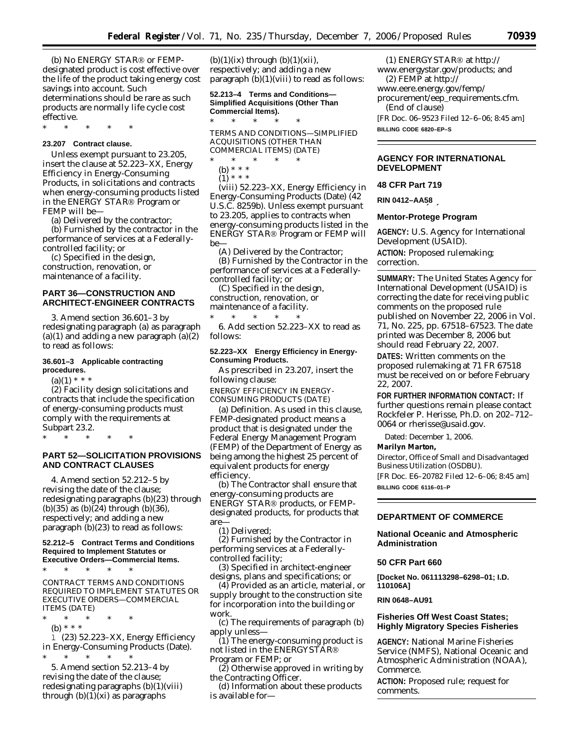(b) No ENERGY STAR® or FEMP-designated product is cost effective over the life of the product taking energy cost savings into account. Such determinations should be rare as such products are normally life cycle cost effective.

\* \* \* \* \*

**23.207 Contract clause.**

Unless exempt pursuant to 23.205, insert the clause at 52.223–XX, Energy Efficiency in Energy-Consuming Products, in solicitations and contracts when energy-consuming products listed in the ENERGY STAR® Program or FEMP will be—

(a) Delivered by the contractor;

(b) Furnished by the contractor in the performance of services at a Federally-controlled facility; or

(c) Specified in the design, construction, renovation, or maintenance of a facility.

## PART 36—CONSTRUCTION AND ARCHITECT-ENGINEER CONTRACTS

3. Amend section 36.601–3 by redesignating paragraph (a) as paragraph (a)(1) and adding a new paragraph (a)(2) to read as follows:

**36.601–3 Applicable contracting procedures.**

(a)(1) \* \* \*

(2) Facility design solicitations and contracts that include the specification of energy-consuming products must comply with the requirements at Subpart 23.2.

\* \* \* \* \*

## PART 52—SOLICITATION PROVISIONS AND CONTRACT CLAUSES

4. Amend section 52.212–5 by revising the date of the clause; redesignating paragraphs (b)(23) through (b)(35) as (b)(24) through (b)(36), respectively; and adding a new paragraph (b)(23) to read as follows:

**52.212–5 Contract Terms and Conditions Required to Implement Statutes or Executive Orders—Commercial Items.**

\* \* \* \* \*

CONTRACT TERMS AND CONDITIONS REQUIRED TO IMPLEMENT STATUTES OR EXECUTIVE ORDERS—COMMERCIAL ITEMS (DATE)

\* \* \* \* \*

(b) \* \* \*

l (23) 52.223–XX, Energy Efficiency in Energy-Consuming Products (Date).

\* \* \* \* \*

5. Amend section 52.213–4 by revising the date of the clause; redesignating paragraphs (b)(1)(viii) through (b)(1)(xi) as paragraphs (b)(1)(ix) through (b)(1)(xii), respectively; and adding a new paragraph (b)(1)(viii) to read as follows:

**52.213–4 Terms and Conditions—Simplified Acquisitions (Other Than Commercial Items).**

\* \* \* \* \*

TERMS AND CONDITIONS—SIMPLIFIED ACQUISITIONS (OTHER THAN COMMERCIAL ITEMS) (DATE)

\* \* \* \* \*

(b) \* \* \*

(1) \* \* \*

(viii) 52.223–XX, Energy Efficiency in Energy-Consuming Products (Date) (42 U.S.C. 8259b). Unless exempt pursuant to 23.205, applies to contracts when energy-consuming products listed in the ENERGY STAR® Program or FEMP will be—

(A) Delivered by the Contractor;

(B) Furnished by the Contractor in the performance of services at a Federally-controlled facility; or

(C) Specified in the design, construction, renovation, or maintenance of a facility.

\* \* \* \* \*

6. Add section 52.223–XX to read as follows:

**52.223–XX Energy Efficiency in Energy-Consuming Products.**

As prescribed in 23.207, insert the following clause:

ENERGY EFFICIENCY IN ENERGY-CONSUMING PRODUCTS (DATE)

(a) *Definition.* As used in this clause, *FEMP-designated product* means a product that is designated under the Federal Energy Management Program (FEMP) of the Department of Energy as being among the highest 25 percent of equivalent products for energy efficiency.

(b) The Contractor shall ensure that energy-consuming products are ENERGY STAR® products, or FEMP-designated products, for products that are—

(1) Delivered;

(2) Furnished by the Contractor in performing services at a Federally-controlled facility;

(3) Specified in architect-engineer designs, plans and specifications; or

(4) Provided as an article, material, or supply brought to the construction site for incorporation into the building or work.

(c) The requirements of paragraph (b) apply unless—

(1) The energy-consuming product is not listed in the ENERGYSTAR® Program or FEMP; or

(2) Otherwise approved in writing by the Contracting Officer.

(d) Information about these products is available for—

(1) ENERGYSTAR® at *http://www.energystar.gov/products*; and

(2) FEMP at *http://www.eere.energy.gov/femp/procurement/eep_requirements.cfm*.

(End of clause)

[FR Doc. 06–9523 Filed 12–6–06; 8:45 am]

**BILLING CODE 6820–EP–S**

## AGENCY FOR INTERNATIONAL DEVELOPMENT

### 48 CFR Part 719

**RIN 0412–AA58**

### Mentor-Protege Program

**AGENCY:** U.S. Agency for International Development (USAID).

**ACTION:** Proposed rulemaking; correction.

**SUMMARY:** The United States Agency for International Development (USAID) is correcting the date for receiving public comments on the proposed rule published on November 22, 2006 in Vol. 71, No. 225, pp. 67518–67523. The date printed was December 8, 2006 but should read February 22, 2007.

**DATES:** Written comments on the proposed rulemaking at 71 FR 67518 must be received on or before February 22, 2007.

**FOR FURTHER INFORMATION CONTACT:** If further questions remain please contact Rockfeler P. Herisse, Ph.D. on 202–712–0064 or *rherisse@usaid.gov*.

Dated: December 1, 2006.

**Marilyn Marton,**

*Director, Office of Small and Disadvantaged Business Utilization (OSDBU).*

[FR Doc. E6–20782 Filed 12–6–06; 8:45 am]

**BILLING CODE 6116–01–P**

## DEPARTMENT OF COMMERCE

### National Oceanic and Atmospheric Administration

### 50 CFR Part 660

**[Docket No. 061113298–6298–01; I.D. 110106A]**

**RIN 0648–AU91**

### Fisheries Off West Coast States; Highly Migratory Species Fisheries

**AGENCY:** National Marine Fisheries Service (NMFS), National Oceanic and Atmospheric Administration (NOAA), Commerce.

**ACTION:** Proposed rule; request for comments.